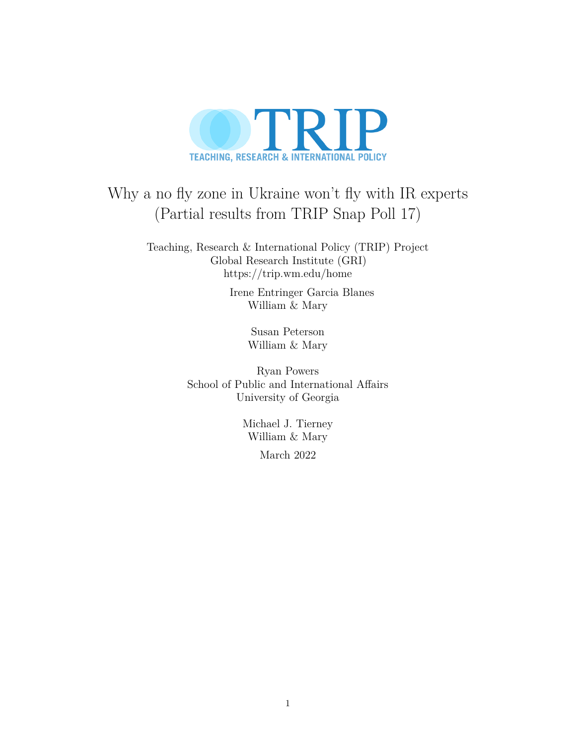TRIP

TEACHING, RESEARCH & INTERNATIONAL POLICY

# Why a no fly zone in Ukraine won't fly with IR experts (Partial results from TRIP Snap Poll 17)

Teaching, Research & International Policy (TRIP) Project
Global Research Institute (GRI)
https://trip.wm.edu/home

Irene Entringer Garcia Blanes
William & Mary

Susan Peterson
William & Mary

Ryan Powers
School of Public and International Affairs
University of Georgia

Michael J. Tierney
William & Mary

March 2022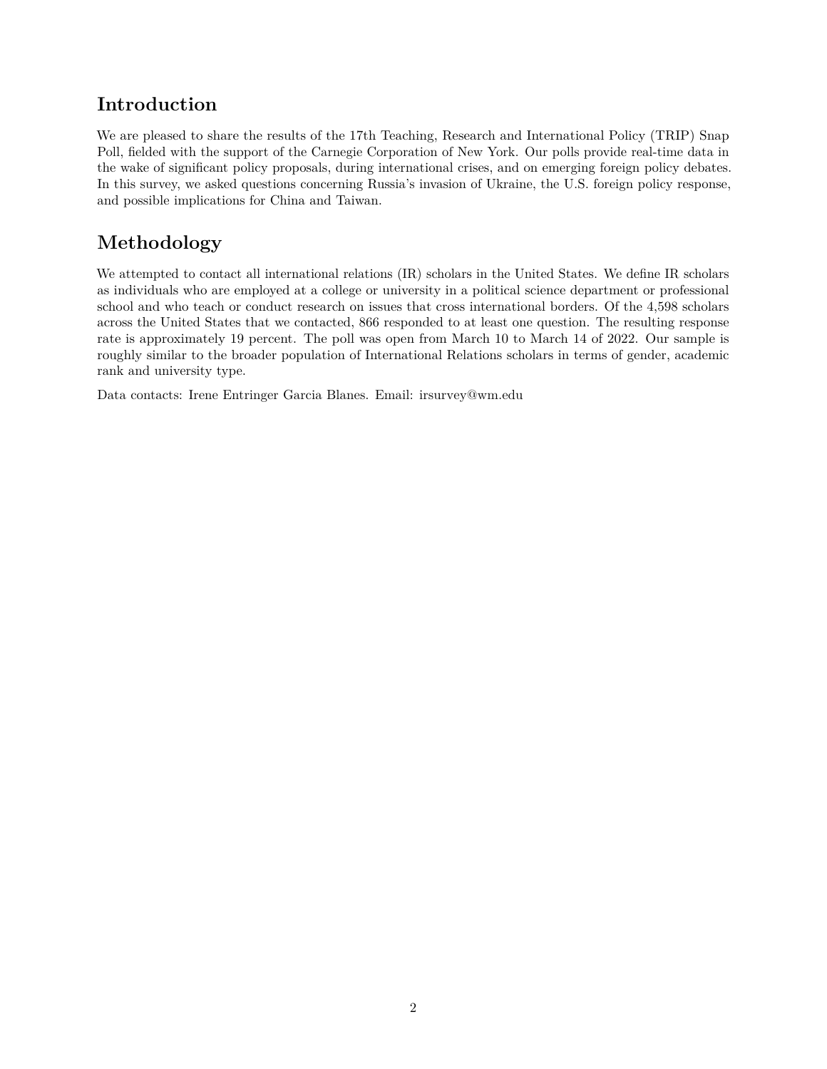## Introduction

We are pleased to share the results of the 17th Teaching, Research and International Policy (TRIP) Snap Poll, fielded with the support of the Carnegie Corporation of New York. Our polls provide real-time data in the wake of significant policy proposals, during international crises, and on emerging foreign policy debates. In this survey, we asked questions concerning Russia's invasion of Ukraine, the U.S. foreign policy response, and possible implications for China and Taiwan.

## Methodology

We attempted to contact all international relations (IR) scholars in the United States. We define IR scholars as individuals who are employed at a college or university in a political science department or professional school and who teach or conduct research on issues that cross international borders. Of the 4,598 scholars across the United States that we contacted, 866 responded to at least one question. The resulting response rate is approximately 19 percent. The poll was open from March 10 to March 14 of 2022. Our sample is roughly similar to the broader population of International Relations scholars in terms of gender, academic rank and university type.

Data contacts: Irene Entringer Garcia Blanes. Email: irsurvey@wm.edu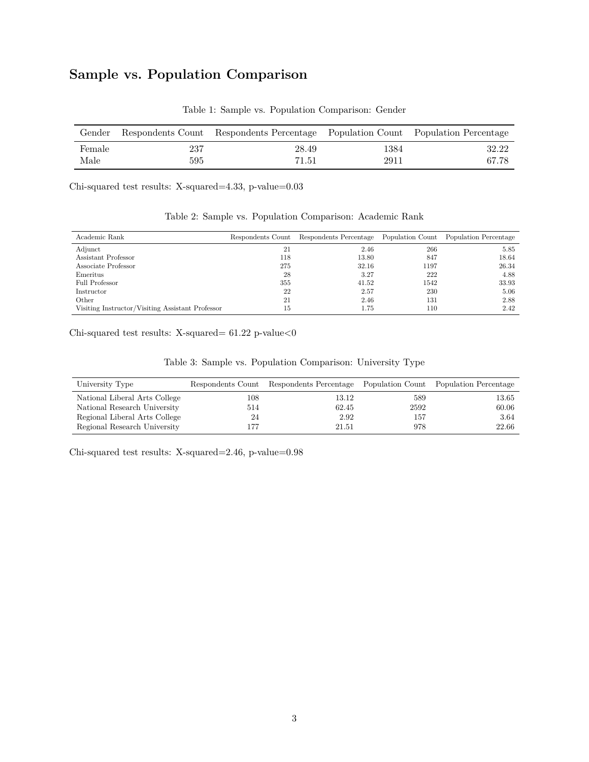## Sample vs. Population Comparison

Table 1: Sample vs. Population Comparison: Gender

| Gender | Respondents Count | Respondents Percentage | Population Count | Population Percentage |
|---|---|---|---|---|
| Female | 237 | 28.49 | 1384 | 32.22 |
| Male | 595 | 71.51 | 2911 | 67.78 |

Chi-squared test results: X-squared=4.33, p-value=0.03

Table 2: Sample vs. Population Comparison: Academic Rank

| Academic Rank | Respondents Count | Respondents Percentage | Population Count | Population Percentage |
|---|---|---|---|---|
| Adjunct | 21 | 2.46 | 266 | 5.85 |
| Assistant Professor | 118 | 13.80 | 847 | 18.64 |
| Associate Professor | 275 | 32.16 | 1197 | 26.34 |
| Emeritus | 28 | 3.27 | 222 | 4.88 |
| Full Professor | 355 | 41.52 | 1542 | 33.93 |
| Instructor | 22 | 2.57 | 230 | 5.06 |
| Other | 21 | 2.46 | 131 | 2.88 |
| Visiting Instructor/Visiting Assistant Professor | 15 | 1.75 | 110 | 2.42 |

Chi-squared test results: X-squared= 61.22 p-value<0

Table 3: Sample vs. Population Comparison: University Type

| University Type | Respondents Count | Respondents Percentage | Population Count | Population Percentage |
|---|---|---|---|---|
| National Liberal Arts College | 108 | 13.12 | 589 | 13.65 |
| National Research University | 514 | 62.45 | 2592 | 60.06 |
| Regional Liberal Arts College | 24 | 2.92 | 157 | 3.64 |
| Regional Research University | 177 | 21.51 | 978 | 22.66 |

Chi-squared test results: X-squared=2.46, p-value=0.98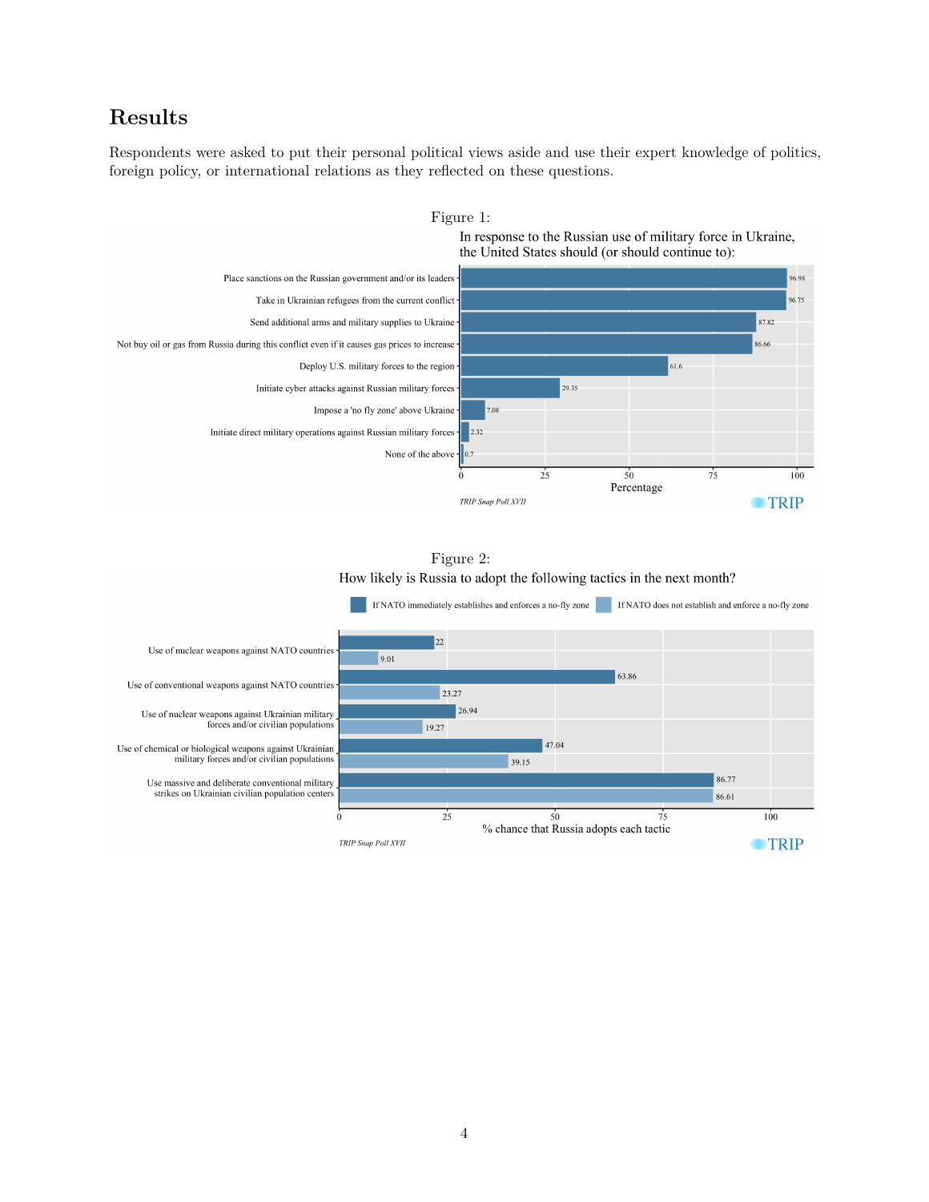## Results

Respondents were asked to put their personal political views aside and use their expert knowledge of politics, foreign policy, or international relations as they reflected on these questions.

Figure 1:

In response to the Russian use of military force in Ukraine, the United States should (or should continue to):

| Response | Percentage |
|---|---|
| Place sanctions on the Russian government and/or its leaders | 96.98 |
| Take in Ukrainian refugees from the current conflict | 96.75 |
| Send additional arms and military supplies to Ukraine | 87.82 |
| Not buy oil or gas from Russia during this conflict even if it causes gas prices to increase | 86.66 |
| Deploy U.S. military forces to the region | 61.6 |
| Initiate cyber attacks against Russian military forces | 29.35 |
| Impose a 'no fly zone' above Ukraine | 7.08 |
| Initiate direct military operations against Russian military forces | 2.32 |
| None of the above | 0.7 |

*TRIP Snap Poll XVII*

Figure 2:

How likely is Russia to adopt the following tactics in the next month?

| Tactic | If NATO immediately establishes and enforces a no-fly zone | If NATO does not establish and enforce a no-fly zone |
|---|---|---|
| Use of nuclear weapons against NATO countries | 22 | 9.01 |
| Use of conventional weapons against NATO countries | 63.86 | 23.27 |
| Use of nuclear weapons against Ukrainian military forces and/or civilian populations | 26.94 | 19.27 |
| Use of chemical or biological weapons against Ukrainian military forces and/or civilian populations | 47.04 | 39.15 |
| Use massive and deliberate conventional military strikes on Ukrainian civilian population centers | 86.77 | 86.61 |

% chance that Russia adopts each tactic

*TRIP Snap Poll XVII*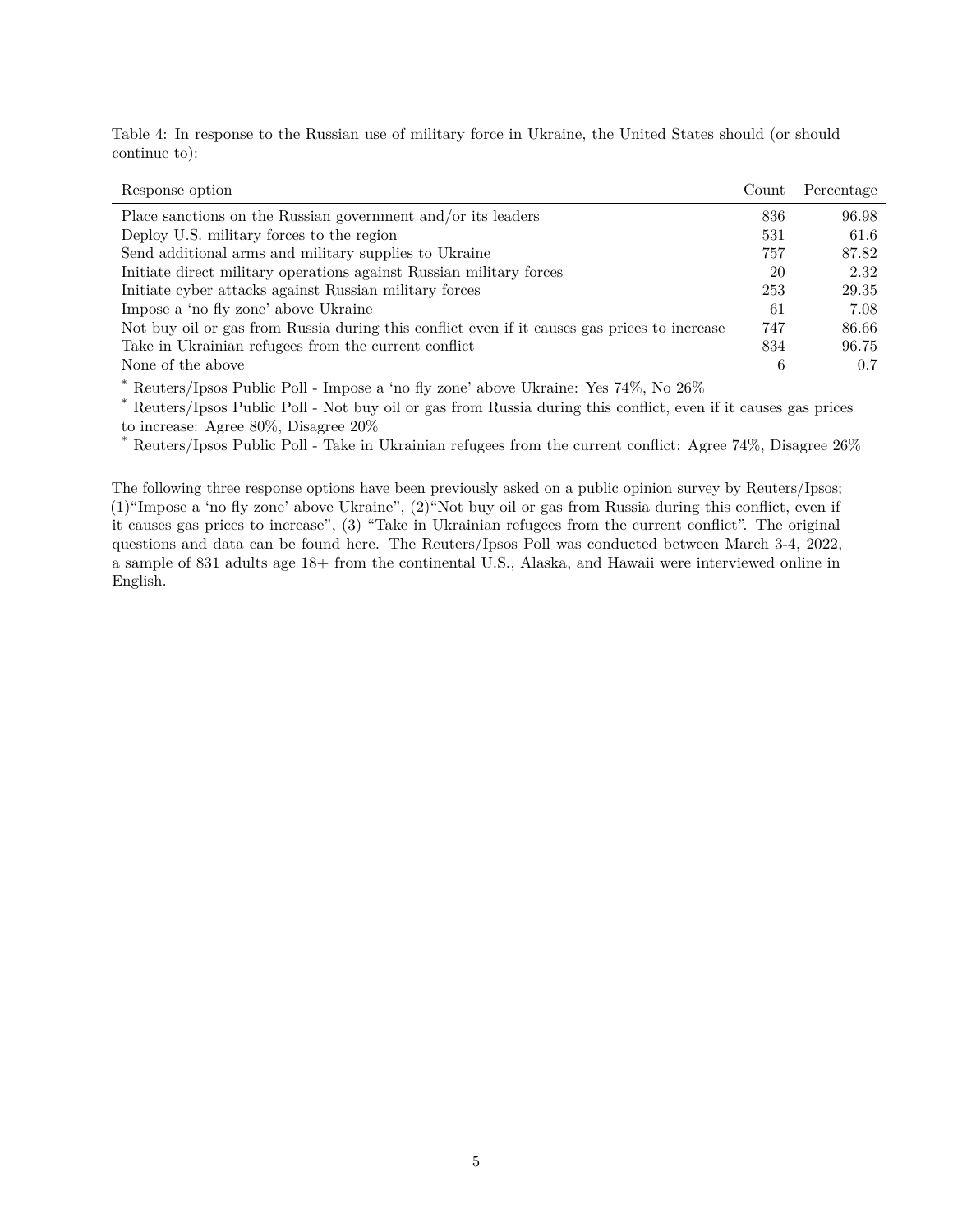Table 4: In response to the Russian use of military force in Ukraine, the United States should (or should continue to):

| Response option | Count | Percentage |
|---|---|---|
| Place sanctions on the Russian government and/or its leaders | 836 | 96.98 |
| Deploy U.S. military forces to the region | 531 | 61.6 |
| Send additional arms and military supplies to Ukraine | 757 | 87.82 |
| Initiate direct military operations against Russian military forces | 20 | 2.32 |
| Initiate cyber attacks against Russian military forces | 253 | 29.35 |
| Impose a 'no fly zone' above Ukraine | 61 | 7.08 |
| Not buy oil or gas from Russia during this conflict even if it causes gas prices to increase | 747 | 86.66 |
| Take in Ukrainian refugees from the current conflict | 834 | 96.75 |
| None of the above | 6 | 0.7 |

* Reuters/Ipsos Public Poll - Impose a 'no fly zone' above Ukraine: Yes 74%, No 26%

* Reuters/Ipsos Public Poll - Not buy oil or gas from Russia during this conflict, even if it causes gas prices to increase: Agree 80%, Disagree 20%

* Reuters/Ipsos Public Poll - Take in Ukrainian refugees from the current conflict: Agree 74%, Disagree 26%

The following three response options have been previously asked on a public opinion survey by Reuters/Ipsos; (1)"Impose a 'no fly zone' above Ukraine", (2)"Not buy oil or gas from Russia during this conflict, even if it causes gas prices to increase", (3) "Take in Ukrainian refugees from the current conflict". The original questions and data can be found here. The Reuters/Ipsos Poll was conducted between March 3-4, 2022, a sample of 831 adults age 18+ from the continental U.S., Alaska, and Hawaii were interviewed online in English.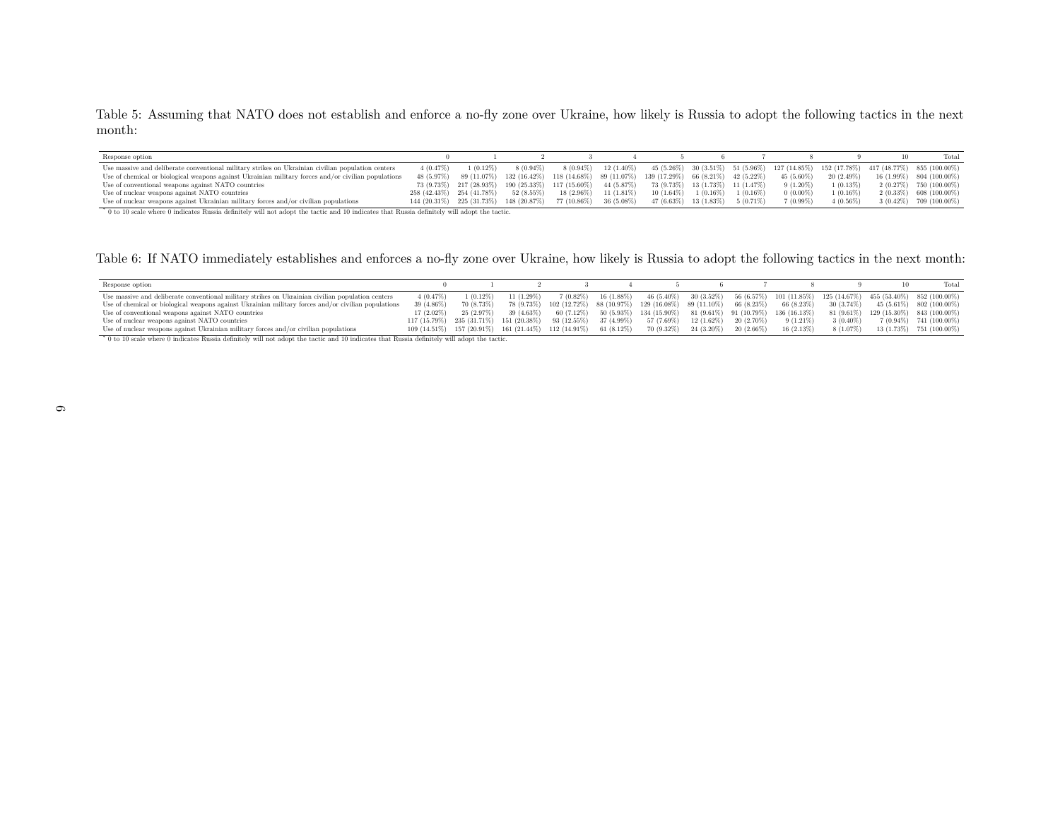Table 5: Assuming that NATO does not establish and enforce a no-fly zone over Ukraine, how likely is Russia to adopt the following tactics in the next month:

| Response option | 0 | 1 | 2 | 3 | 4 | 5 | 6 | 7 | 8 | 9 | 10 | Total |
|---|---|---|---|---|---|---|---|---|---|---|---|---|
| Use massive and deliberate conventional military strikes on Ukrainian civilian population centers | 4 (0.47%) | 1 (0.12%) | 8 (0.94%) | 8 (0.94%) | 12 (1.40%) | 45 (5.26%) | 30 (3.51%) | 51 (5.96%) | 127 (14.85%) | 152 (17.78%) | 417 (48.77%) | 855 (100.00%) |
| Use of chemical or biological weapons against Ukrainian military forces and/or civilian populations | 48 (5.97%) | 89 (11.07%) | 132 (16.42%) | 118 (14.68%) | 89 (11.07%) | 139 (17.29%) | 66 (8.21%) | 42 (5.22%) | 45 (5.60%) | 20 (2.49%) | 16 (1.99%) | 804 (100.00%) |
| Use of conventional weapons against NATO countries | 73 (9.73%) | 217 (28.93%) | 190 (25.33%) | 117 (15.60%) | 44 (5.87%) | 73 (9.73%) | 13 (1.73%) | 11 (1.47%) | 9 (1.20%) | 1 (0.13%) | 2 (0.27%) | 750 (100.00%) |
| Use of nuclear weapons against NATO countries | 258 (42.43%) | 254 (41.78%) | 52 (8.55%) | 18 (2.96%) | 11 (1.81%) | 10 (1.64%) | 1 (0.16%) | 1 (0.16%) | 0 (0.00%) | 1 (0.16%) | 2 (0.33%) | 608 (100.00%) |
| Use of nuclear weapons against Ukrainian military forces and/or civilian populations | 144 (20.31%) | 225 (31.73%) | 148 (20.87%) | 77 (10.86%) | 36 (5.08%) | 47 (6.63%) | 13 (1.83%) | 5 (0.71%) | 7 (0.99%) | 4 (0.56%) | 3 (0.42%) | 709 (100.00%) |

* 0 to 10 scale where 0 indicates Russia definitely will not adopt the tactic and 10 indicates that Russia definitely will adopt the tactic.

Table 6: If NATO immediately establishes and enforces a no-fly zone over Ukraine, how likely is Russia to adopt the following tactics in the next month:

| Response option | 0 | 1 | 2 | 3 | 4 | 5 | 6 | 7 | 8 | 9 | 10 | Total |
|---|---|---|---|---|---|---|---|---|---|---|---|---|
| Use massive and deliberate conventional military strikes on Ukrainian civilian population centers | 4 (0.47%) | 1 (0.12%) | 11 (1.29%) | 7 (0.82%) | 16 (1.88%) | 46 (5.40%) | 30 (3.52%) | 56 (6.57%) | 101 (11.85%) | 125 (14.67%) | 455 (53.40%) | 852 (100.00%) |
| Use of chemical or biological weapons against Ukrainian military forces and/or civilian populations | 39 (4.86%) | 70 (8.73%) | 78 (9.73%) | 102 (12.72%) | 88 (10.97%) | 129 (16.08%) | 89 (11.10%) | 66 (8.23%) | 66 (8.23%) | 30 (3.74%) | 45 (5.61%) | 802 (100.00%) |
| Use of conventional weapons against NATO countries | 17 (2.02%) | 25 (2.97%) | 39 (4.63%) | 60 (7.12%) | 50 (5.93%) | 134 (15.90%) | 81 (9.61%) | 91 (10.79%) | 136 (16.13%) | 81 (9.61%) | 129 (15.30%) | 843 (100.00%) |
| Use of nuclear weapons against NATO countries | 117 (15.79%) | 235 (31.71%) | 151 (20.38%) | 93 (12.55%) | 37 (4.99%) | 57 (7.69%) | 12 (1.62%) | 20 (2.70%) | 9 (1.21%) | 3 (0.40%) | 7 (0.94%) | 741 (100.00%) |
| Use of nuclear weapons against Ukrainian military forces and/or civilian populations | 109 (14.51%) | 157 (20.91%) | 161 (21.44%) | 112 (14.91%) | 61 (8.12%) | 70 (9.32%) | 24 (3.20%) | 20 (2.66%) | 16 (2.13%) | 8 (1.07%) | 13 (1.73%) | 751 (100.00%) |

* 0 to 10 scale where 0 indicates Russia definitely will not adopt the tactic and 10 indicates that Russia definitely will adopt the tactic.